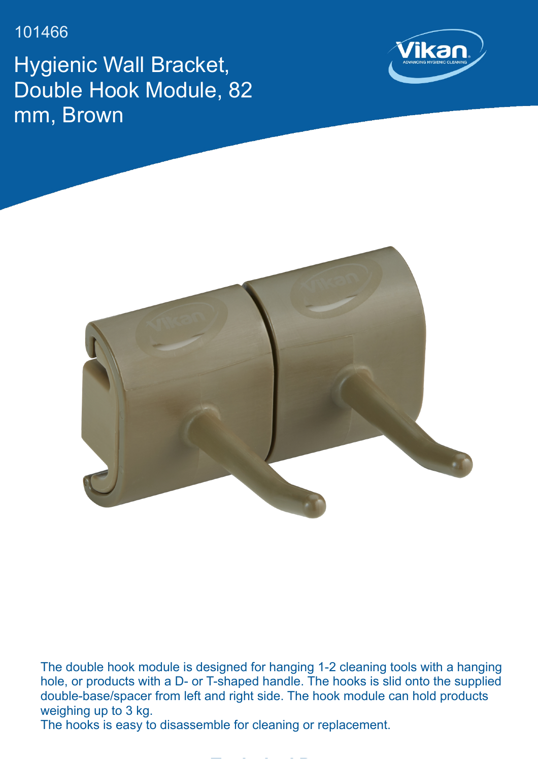101466

# Hygienic Wall Bracket, Double Hook Module, 82 mm, Brown

The double hook module is designed for hanging 1-2 cleaning tools with a hanging hole, or products with a D- or T-shaped handle. The hooks is slid onto the supplied double-base/spacer from left and right side. The hook module can hold products weighing up to 3 kg.
The hooks is easy to disassemble for cleaning or replacement.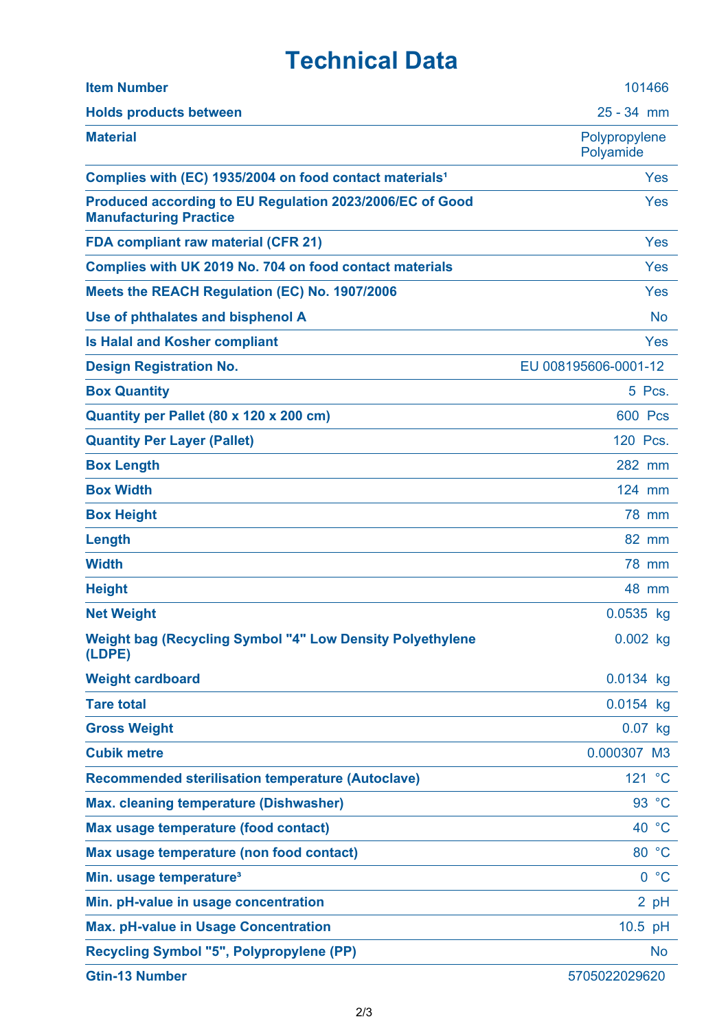# Technical Data

| | |
|---|---|
| **Item Number** | 101466 |
| **Holds products between** | 25 - 34 mm |
| **Material** | Polypropylene Polyamide |
| **Complies with (EC) 1935/2004 on food contact materials**[1] | Yes |
| **Produced according to EU Regulation 2023/2006/EC of Good Manufacturing Practice** | Yes |
| **FDA compliant raw material (CFR 21)** | Yes |
| **Complies with UK 2019 No. 704 on food contact materials** | Yes |
| **Meets the REACH Regulation (EC) No. 1907/2006** | Yes |
| **Use of phthalates and bisphenol A** | No |
| **Is Halal and Kosher compliant** | Yes |
| **Design Registration No.** | EU 008195606-0001-12 |
| **Box Quantity** | 5 Pcs. |
| **Quantity per Pallet (80 x 120 x 200 cm)** | 600 Pcs |
| **Quantity Per Layer (Pallet)** | 120 Pcs. |
| **Box Length** | 282 mm |
| **Box Width** | 124 mm |
| **Box Height** | 78 mm |
| **Length** | 82 mm |
| **Width** | 78 mm |
| **Height** | 48 mm |
| **Net Weight** | 0.0535 kg |
| **Weight bag (Recycling Symbol "4" Low Density Polyethylene (LDPE)** | 0.002 kg |
| **Weight cardboard** | 0.0134 kg |
| **Tare total** | 0.0154 kg |
| **Gross Weight** | 0.07 kg |
| **Cubik metre** | 0.000307 M3 |
| **Recommended sterilisation temperature (Autoclave)** | 121 °C |
| **Max. cleaning temperature (Dishwasher)** | 93 °C |
| **Max usage temperature (food contact)** | 40 °C |
| **Max usage temperature (non food contact)** | 80 °C |
| **Min. usage temperature**[3] | 0 °C |
| **Min. pH-value in usage concentration** | 2 pH |
| **Max. pH-value in Usage Concentration** | 10.5 pH |
| **Recycling Symbol "5", Polypropylene (PP)** | No |
| **Gtin-13 Number** | 5705022029620 |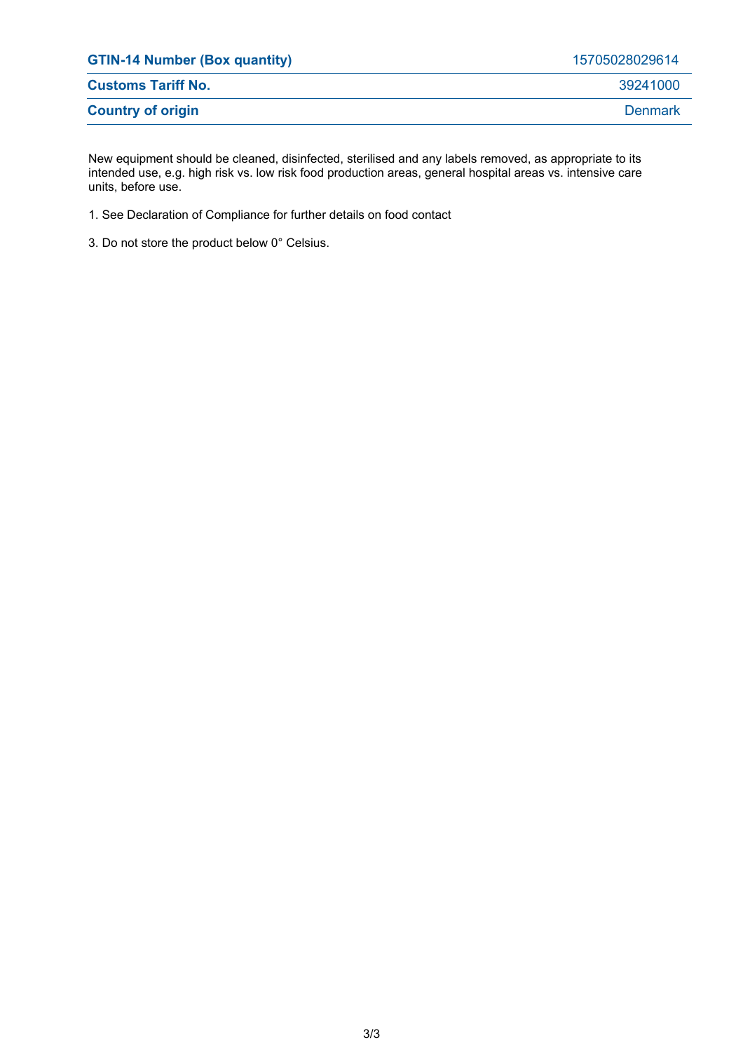| | |
|---|---|
| **GTIN-14 Number (Box quantity)** | 15705028029614 |
| **Customs Tariff No.** | 39241000 |
| **Country of origin** | Denmark |

New equipment should be cleaned, disinfected, sterilised and any labels removed, as appropriate to its intended use, e.g. high risk vs. low risk food production areas, general hospital areas vs. intensive care units, before use.

1. See Declaration of Compliance for further details on food contact

3. Do not store the product below 0° Celsius.